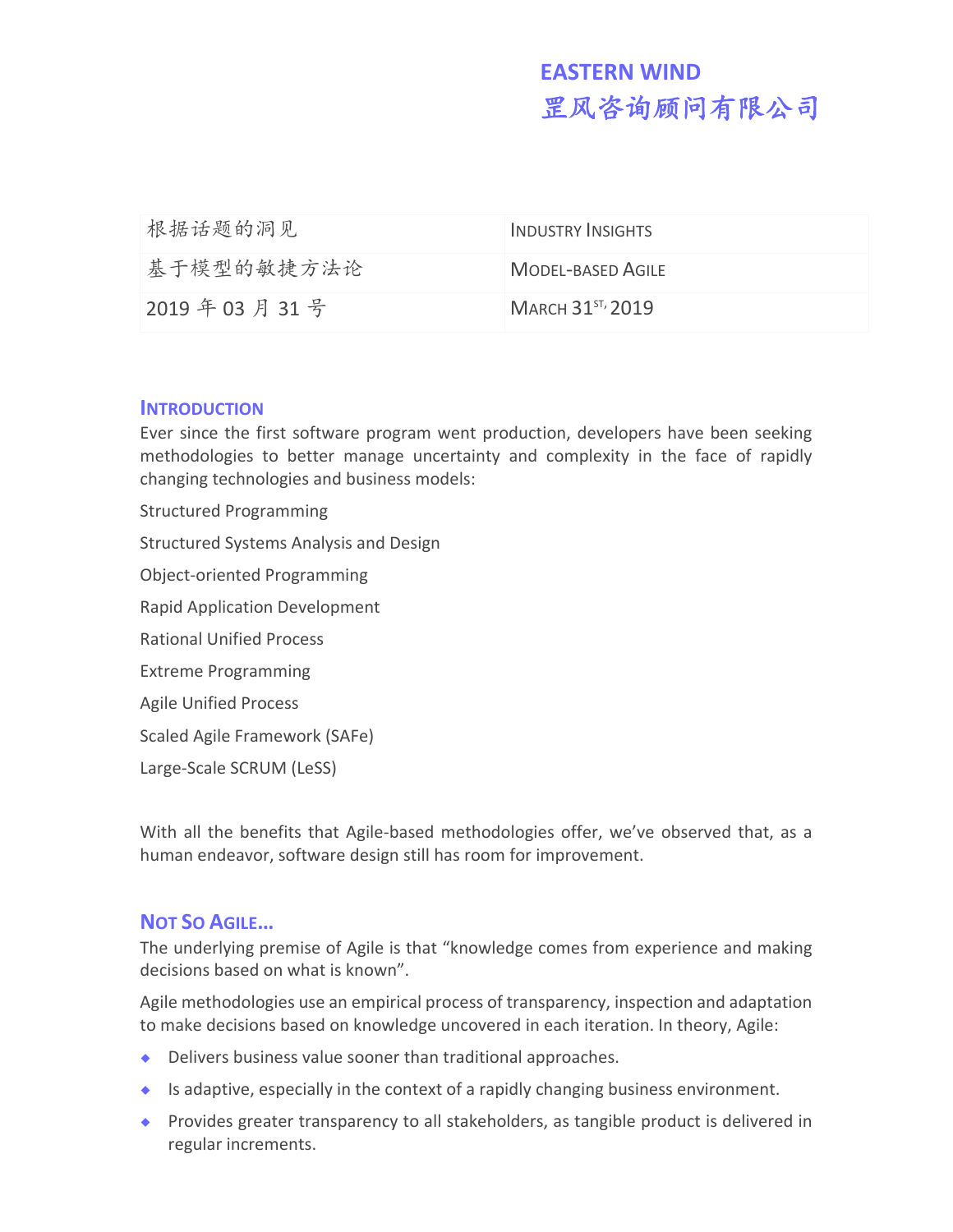**EASTERN WIND**
**罡风咨询顾问有限公司**

| 根据话题的洞见 | INDUSTRY INSIGHTS |
|---|---|
| 基于模型的敏捷方法论 | MODEL-BASED AGILE |
| 2019 年 03 月 31 号 | MARCH 31ST, 2019 |

## INTRODUCTION

Ever since the first software program went production, developers have been seeking methodologies to better manage uncertainty and complexity in the face of rapidly changing technologies and business models:

Structured Programming

Structured Systems Analysis and Design

Object-oriented Programming

Rapid Application Development

Rational Unified Process

Extreme Programming

Agile Unified Process

Scaled Agile Framework (SAFe)

Large-Scale SCRUM (LeSS)

With all the benefits that Agile-based methodologies offer, we've observed that, as a human endeavor, software design still has room for improvement.

## NOT SO AGILE…

The underlying premise of Agile is that "knowledge comes from experience and making decisions based on what is known".

Agile methodologies use an empirical process of transparency, inspection and adaptation to make decisions based on knowledge uncovered in each iteration. In theory, Agile:

- Delivers business value sooner than traditional approaches.
- Is adaptive, especially in the context of a rapidly changing business environment.
- Provides greater transparency to all stakeholders, as tangible product is delivered in regular increments.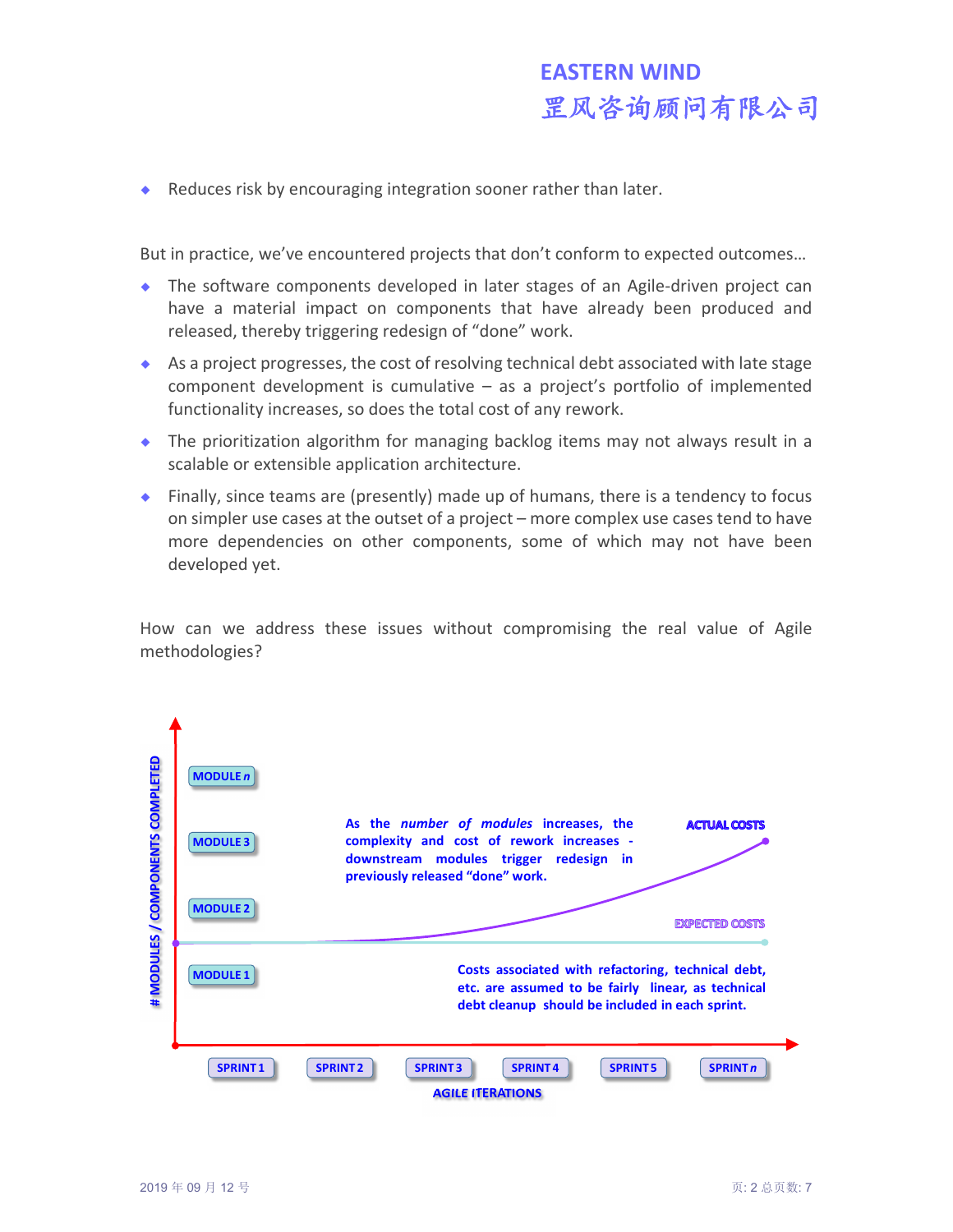- Reduces risk by encouraging integration sooner rather than later.

But in practice, we've encountered projects that don't conform to expected outcomes…

- The software components developed in later stages of an Agile-driven project can have a material impact on components that have already been produced and released, thereby triggering redesign of "done" work.
- As a project progresses, the cost of resolving technical debt associated with late stage component development is cumulative – as a project's portfolio of implemented functionality increases, so does the total cost of any rework.
- The prioritization algorithm for managing backlog items may not always result in a scalable or extensible application architecture.
- Finally, since teams are (presently) made up of humans, there is a tendency to focus on simpler use cases at the outset of a project – more complex use cases tend to have more dependencies on other components, some of which may not have been developed yet.

How can we address these issues without compromising the real value of Agile methodologies?

# MODULES / COMPONENTS COMPLETED

MODULE *n*

MODULE 3

MODULE 2

MODULE 1

As the *number of modules* increases, the complexity and cost of rework increases - downstream modules trigger redesign in previously released "done" work.

ACTUAL COSTS

EXPECTED COSTS

Costs associated with refactoring, technical debt, etc. are assumed to be fairly linear, as technical debt cleanup should be included in each sprint.

SPRINT 1 | SPRINT 2 | SPRINT 3 | SPRINT 4 | SPRINT 5 | SPRINT *n*

AGILE ITERATIONS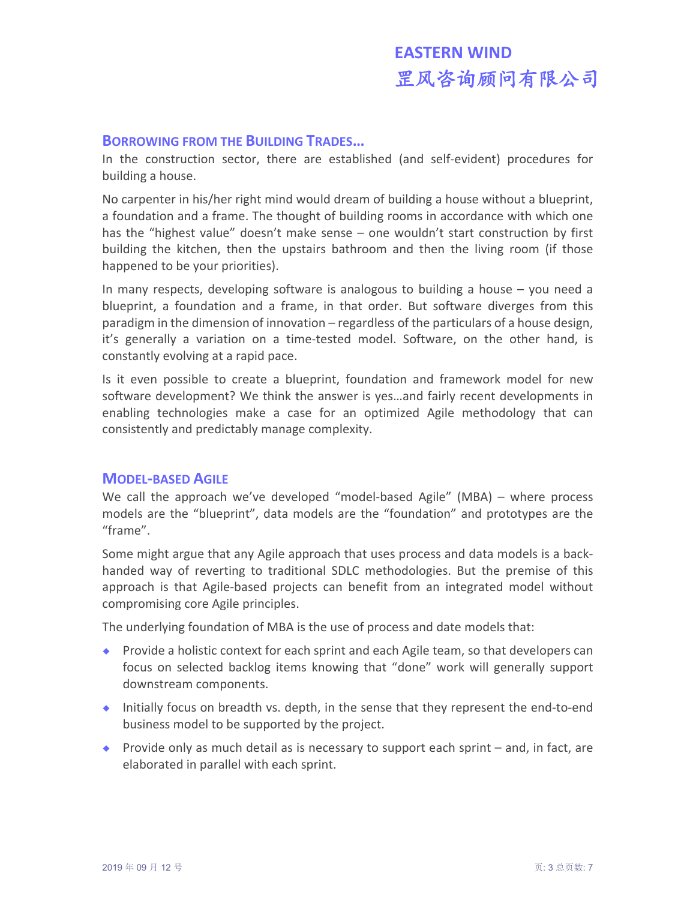## Borrowing from the Building Trades...

In the construction sector, there are established (and self-evident) procedures for building a house.

No carpenter in his/her right mind would dream of building a house without a blueprint, a foundation and a frame. The thought of building rooms in accordance with which one has the "highest value" doesn't make sense – one wouldn't start construction by first building the kitchen, then the upstairs bathroom and then the living room (if those happened to be your priorities).

In many respects, developing software is analogous to building a house – you need a blueprint, a foundation and a frame, in that order. But software diverges from this paradigm in the dimension of innovation – regardless of the particulars of a house design, it's generally a variation on a time-tested model. Software, on the other hand, is constantly evolving at a rapid pace.

Is it even possible to create a blueprint, foundation and framework model for new software development? We think the answer is yes…and fairly recent developments in enabling technologies make a case for an optimized Agile methodology that can consistently and predictably manage complexity.

## Model-based Agile

We call the approach we've developed "model-based Agile" (MBA) – where process models are the "blueprint", data models are the "foundation" and prototypes are the "frame".

Some might argue that any Agile approach that uses process and data models is a back-handed way of reverting to traditional SDLC methodologies. But the premise of this approach is that Agile-based projects can benefit from an integrated model without compromising core Agile principles.

The underlying foundation of MBA is the use of process and date models that:

- Provide a holistic context for each sprint and each Agile team, so that developers can focus on selected backlog items knowing that "done" work will generally support downstream components.
- Initially focus on breadth vs. depth, in the sense that they represent the end-to-end business model to be supported by the project.
- Provide only as much detail as is necessary to support each sprint – and, in fact, are elaborated in parallel with each sprint.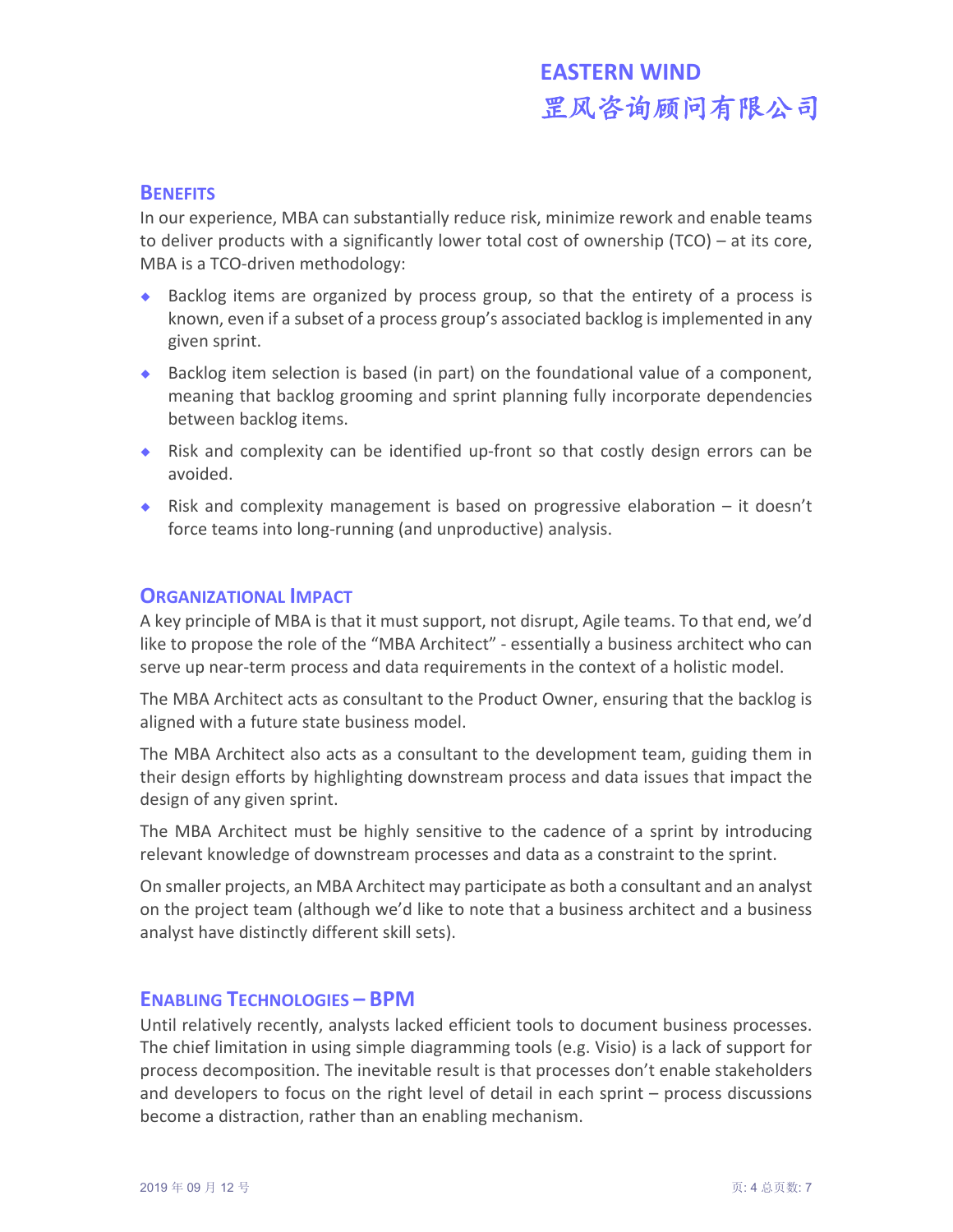## Benefits

In our experience, MBA can substantially reduce risk, minimize rework and enable teams to deliver products with a significantly lower total cost of ownership (TCO) – at its core, MBA is a TCO-driven methodology:

- Backlog items are organized by process group, so that the entirety of a process is known, even if a subset of a process group's associated backlog is implemented in any given sprint.
- Backlog item selection is based (in part) on the foundational value of a component, meaning that backlog grooming and sprint planning fully incorporate dependencies between backlog items.
- Risk and complexity can be identified up-front so that costly design errors can be avoided.
- Risk and complexity management is based on progressive elaboration – it doesn't force teams into long-running (and unproductive) analysis.

## Organizational Impact

A key principle of MBA is that it must support, not disrupt, Agile teams. To that end, we'd like to propose the role of the "MBA Architect" - essentially a business architect who can serve up near-term process and data requirements in the context of a holistic model.

The MBA Architect acts as consultant to the Product Owner, ensuring that the backlog is aligned with a future state business model.

The MBA Architect also acts as a consultant to the development team, guiding them in their design efforts by highlighting downstream process and data issues that impact the design of any given sprint.

The MBA Architect must be highly sensitive to the cadence of a sprint by introducing relevant knowledge of downstream processes and data as a constraint to the sprint.

On smaller projects, an MBA Architect may participate as both a consultant and an analyst on the project team (although we'd like to note that a business architect and a business analyst have distinctly different skill sets).

## Enabling Technologies – BPM

Until relatively recently, analysts lacked efficient tools to document business processes. The chief limitation in using simple diagramming tools (e.g. Visio) is a lack of support for process decomposition. The inevitable result is that processes don't enable stakeholders and developers to focus on the right level of detail in each sprint – process discussions become a distraction, rather than an enabling mechanism.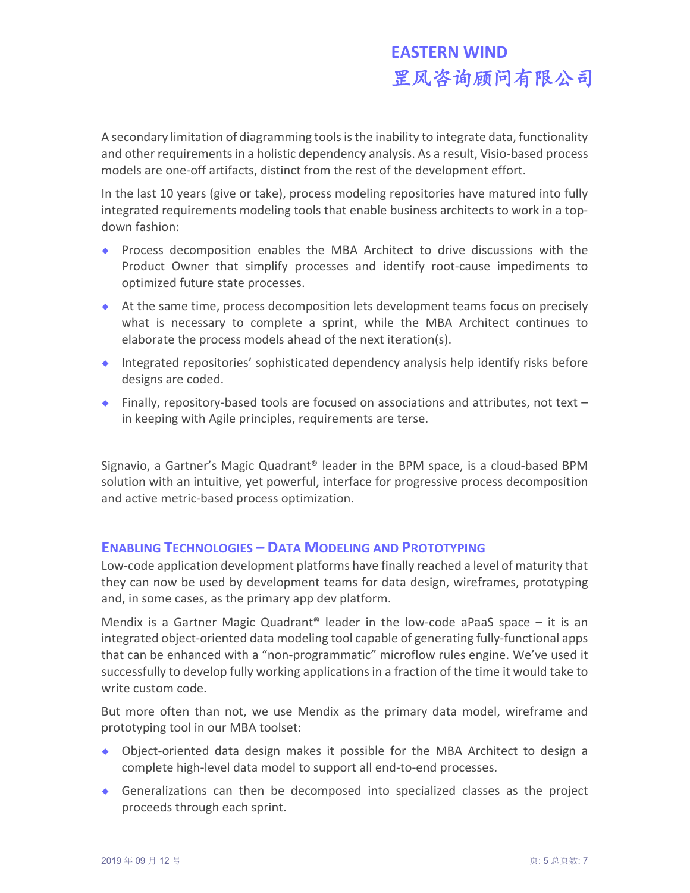A secondary limitation of diagramming tools is the inability to integrate data, functionality and other requirements in a holistic dependency analysis. As a result, Visio-based process models are one-off artifacts, distinct from the rest of the development effort.

In the last 10 years (give or take), process modeling repositories have matured into fully integrated requirements modeling tools that enable business architects to work in a top-down fashion:

- Process decomposition enables the MBA Architect to drive discussions with the Product Owner that simplify processes and identify root-cause impediments to optimized future state processes.
- At the same time, process decomposition lets development teams focus on precisely what is necessary to complete a sprint, while the MBA Architect continues to elaborate the process models ahead of the next iteration(s).
- Integrated repositories' sophisticated dependency analysis help identify risks before designs are coded.
- Finally, repository-based tools are focused on associations and attributes, not text – in keeping with Agile principles, requirements are terse.

Signavio, a Gartner's Magic Quadrant® leader in the BPM space, is a cloud-based BPM solution with an intuitive, yet powerful, interface for progressive process decomposition and active metric-based process optimization.

## Enabling Technologies – Data Modeling and Prototyping

Low-code application development platforms have finally reached a level of maturity that they can now be used by development teams for data design, wireframes, prototyping and, in some cases, as the primary app dev platform.

Mendix is a Gartner Magic Quadrant® leader in the low-code aPaaS space – it is an integrated object-oriented data modeling tool capable of generating fully-functional apps that can be enhanced with a "non-programmatic" microflow rules engine. We've used it successfully to develop fully working applications in a fraction of the time it would take to write custom code.

But more often than not, we use Mendix as the primary data model, wireframe and prototyping tool in our MBA toolset:

- Object-oriented data design makes it possible for the MBA Architect to design a complete high-level data model to support all end-to-end processes.
- Generalizations can then be decomposed into specialized classes as the project proceeds through each sprint.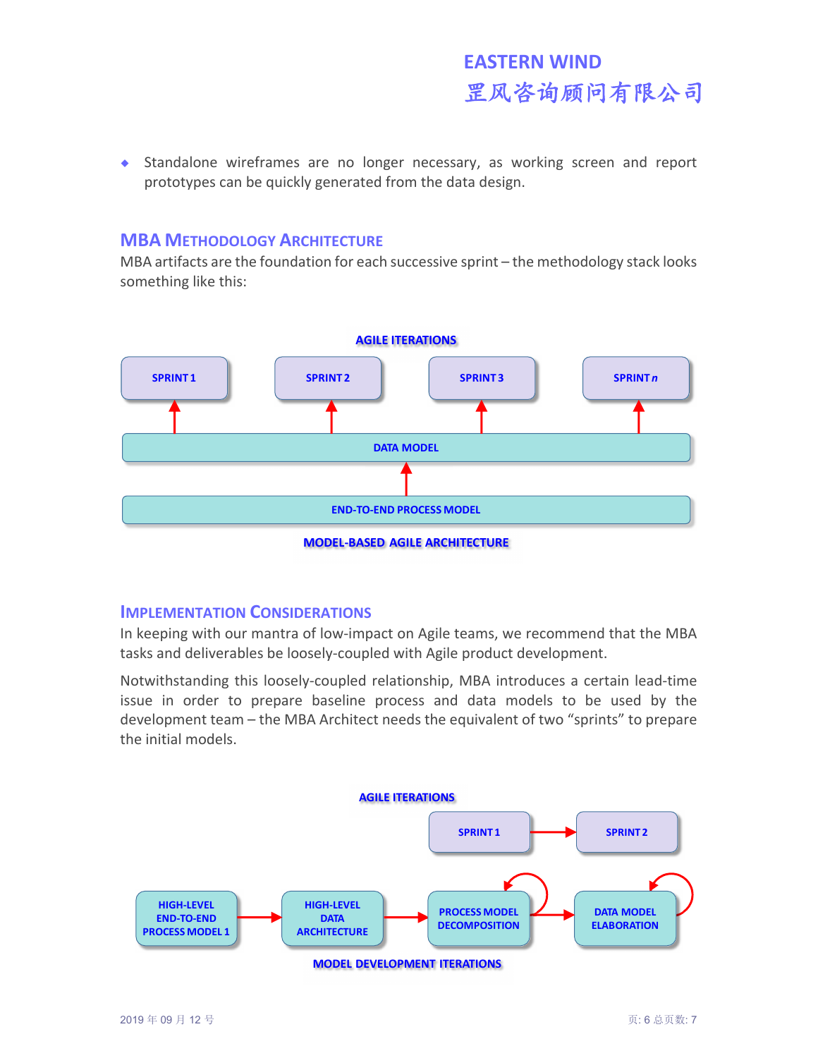- Standalone wireframes are no longer necessary, as working screen and report prototypes can be quickly generated from the data design.

## MBA Methodology Architecture

MBA artifacts are the foundation for each successive sprint – the methodology stack looks something like this:

**AGILE ITERATIONS**

SPRINT 1 | SPRINT 2 | SPRINT 3 | SPRINT *n*

DATA MODEL

END-TO-END PROCESS MODEL

**MODEL-BASED AGILE ARCHITECTURE**

## Implementation Considerations

In keeping with our mantra of low-impact on Agile teams, we recommend that the MBA tasks and deliverables be loosely-coupled with Agile product development.

Notwithstanding this loosely-coupled relationship, MBA introduces a certain lead-time issue in order to prepare baseline process and data models to be used by the development team – the MBA Architect needs the equivalent of two "sprints" to prepare the initial models.

**AGILE ITERATIONS**

SPRINT 1 → SPRINT 2

HIGH-LEVEL END-TO-END PROCESS MODEL 1 → HIGH-LEVEL DATA ARCHITECTURE → PROCESS MODEL DECOMPOSITION → DATA MODEL ELABORATION

**MODEL DEVELOPMENT ITERATIONS**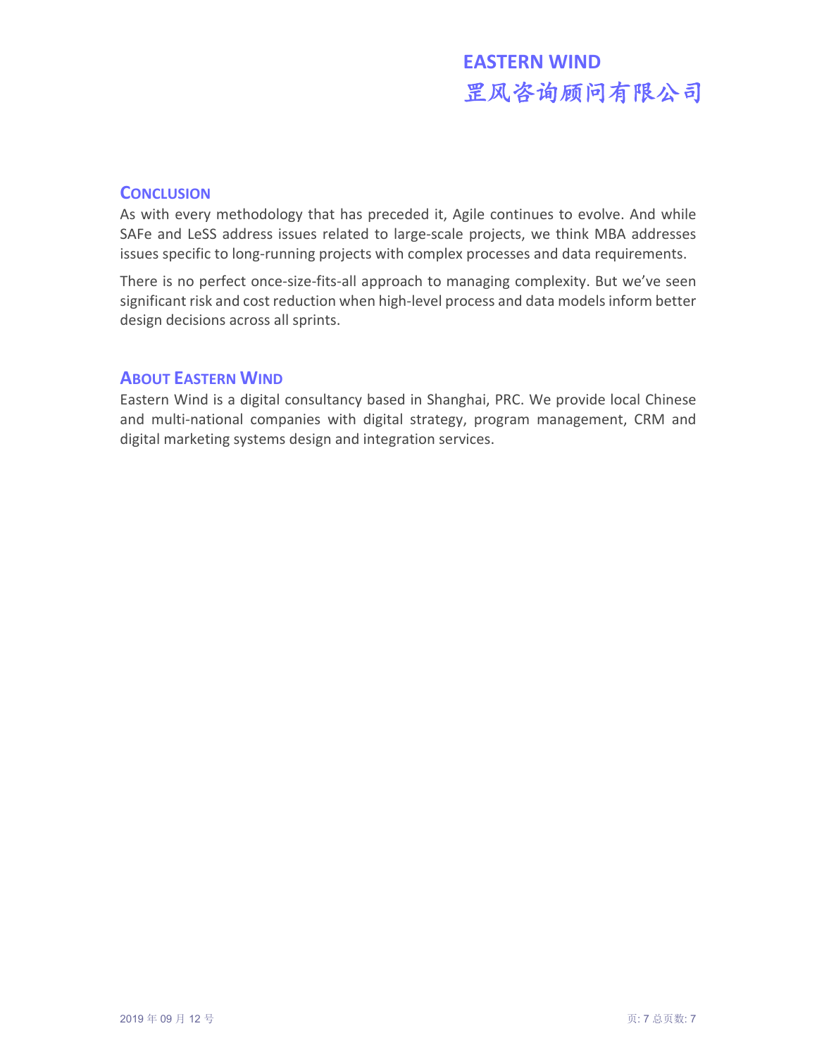## Conclusion

As with every methodology that has preceded it, Agile continues to evolve. And while SAFe and LeSS address issues related to large-scale projects, we think MBA addresses issues specific to long-running projects with complex processes and data requirements.

There is no perfect once-size-fits-all approach to managing complexity. But we've seen significant risk and cost reduction when high-level process and data models inform better design decisions across all sprints.

## About Eastern Wind

Eastern Wind is a digital consultancy based in Shanghai, PRC. We provide local Chinese and multi-national companies with digital strategy, program management, CRM and digital marketing systems design and integration services.